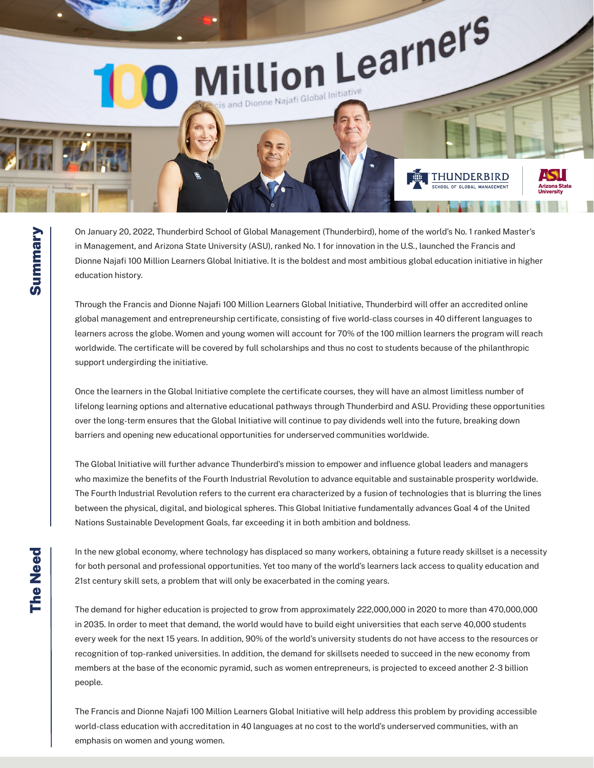# 100 Million Learners

Francis and Dionne Najafi Global Initiative

## Summary

On January 20, 2022, Thunderbird School of Global Management (Thunderbird), home of the world's No. 1 ranked Master's in Management, and Arizona State University (ASU), ranked No. 1 for innovation in the U.S., launched the Francis and Dionne Najafi 100 Million Learners Global Initiative. It is the boldest and most ambitious global education initiative in higher education history.

Through the Francis and Dionne Najafi 100 Million Learners Global Initiative, Thunderbird will offer an accredited online global management and entrepreneurship certificate, consisting of five world-class courses in 40 different languages to learners across the globe. Women and young women will account for 70% of the 100 million learners the program will reach worldwide. The certificate will be covered by full scholarships and thus no cost to students because of the philanthropic support undergirding the initiative.

Once the learners in the Global Initiative complete the certificate courses, they will have an almost limitless number of lifelong learning options and alternative educational pathways through Thunderbird and ASU. Providing these opportunities over the long-term ensures that the Global Initiative will continue to pay dividends well into the future, breaking down barriers and opening new educational opportunities for underserved communities worldwide.

The Global Initiative will further advance Thunderbird's mission to empower and influence global leaders and managers who maximize the benefits of the Fourth Industrial Revolution to advance equitable and sustainable prosperity worldwide. The Fourth Industrial Revolution refers to the current era characterized by a fusion of technologies that is blurring the lines between the physical, digital, and biological spheres. This Global Initiative fundamentally advances Goal 4 of the United Nations Sustainable Development Goals, far exceeding it in both ambition and boldness.

## The Need

In the new global economy, where technology has displaced so many workers, obtaining a future ready skillset is a necessity for both personal and professional opportunities. Yet too many of the world's learners lack access to quality education and 21st century skill sets, a problem that will only be exacerbated in the coming years.

The demand for higher education is projected to grow from approximately 222,000,000 in 2020 to more than 470,000,000 in 2035. In order to meet that demand, the world would have to build eight universities that each serve 40,000 students every week for the next 15 years. In addition, 90% of the world's university students do not have access to the resources or recognition of top-ranked universities. In addition, the demand for skillsets needed to succeed in the new economy from members at the base of the economic pyramid, such as women entrepreneurs, is projected to exceed another 2-3 billion people.

The Francis and Dionne Najafi 100 Million Learners Global Initiative will help address this problem by providing accessible world-class education with accreditation in 40 languages at no cost to the world's underserved communities, with an emphasis on women and young women.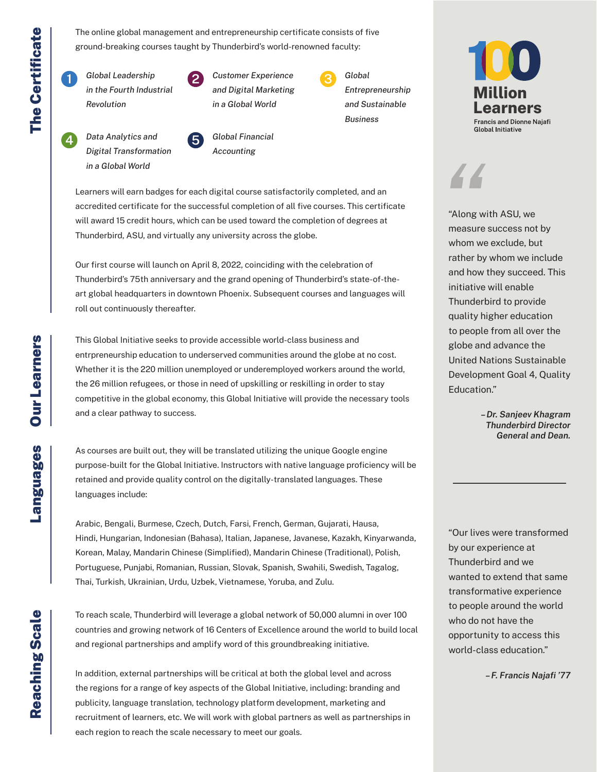## The Certificate

The online global management and entrepreneurship certificate consists of five ground-breaking courses taught by Thunderbird's world-renowned faculty:

1. *Global Leadership in the Fourth Industrial Revolution*
2. *Customer Experience and Digital Marketing in a Global World*
3. *Global Entrepreneurship and Sustainable Business*
4. *Data Analytics and Digital Transformation in a Global World*
5. *Global Financial Accounting*

Learners will earn badges for each digital course satisfactorily completed, and an accredited certificate for the successful completion of all five courses. This certificate will award 15 credit hours, which can be used toward the completion of degrees at Thunderbird, ASU, and virtually any university across the globe.

Our first course will launch on April 8, 2022, coinciding with the celebration of Thunderbird's 75th anniversary and the grand opening of Thunderbird's state-of-the-art global headquarters in downtown Phoenix. Subsequent courses and languages will roll out continuously thereafter.

## Our Learners

This Global Initiative seeks to provide accessible world-class business and entrpreneurship education to underserved communities around the globe at no cost. Whether it is the 220 million unemployed or underemployed workers around the world, the 26 million refugees, or those in need of upskilling or reskilling in order to stay competitive in the global economy, this Global Initiative will provide the necessary tools and a clear pathway to success.

## Languages

As courses are built out, they will be translated utilizing the unique Google engine purpose-built for the Global Initiative. Instructors with native language proficiency will be retained and provide quality control on the digitally-translated languages. These languages include:

Arabic, Bengali, Burmese, Czech, Dutch, Farsi, French, German, Gujarati, Hausa, Hindi, Hungarian, Indonesian (Bahasa), Italian, Japanese, Javanese, Kazakh, Kinyarwanda, Korean, Malay, Mandarin Chinese (Simplified), Mandarin Chinese (Traditional), Polish, Portuguese, Punjabi, Romanian, Russian, Slovak, Spanish, Swahili, Swedish, Tagalog, Thai, Turkish, Ukrainian, Urdu, Uzbek, Vietnamese, Yoruba, and Zulu.

## Reaching Scale

To reach scale, Thunderbird will leverage a global network of 50,000 alumni in over 100 countries and growing network of 16 Centers of Excellence around the world to build local and regional partnerships and amplify word of this groundbreaking initiative.

In addition, external partnerships will be critical at both the global level and across the regions for a range of key aspects of the Global Initiative, including: branding and publicity, language translation, technology platform development, marketing and recruitment of learners, etc. We will work with global partners as well as partnerships in each region to reach the scale necessary to meet our goals.

---

**100 Million Learners**
Francis and Dionne Najafi Global Initiative

"Along with ASU, we measure success not by whom we exclude, but rather by whom we include and how they succeed. This initiative will enable Thunderbird to provide quality higher education to people from all over the globe and advance the United Nations Sustainable Development Goal 4, Quality Education."

*– Dr. Sanjeev Khagram Thunderbird Director General and Dean.*

"Our lives were transformed by our experience at Thunderbird and we wanted to extend that same transformative experience to people around the world who do not have the opportunity to access this world-class education."

*– F. Francis Najafi '77*